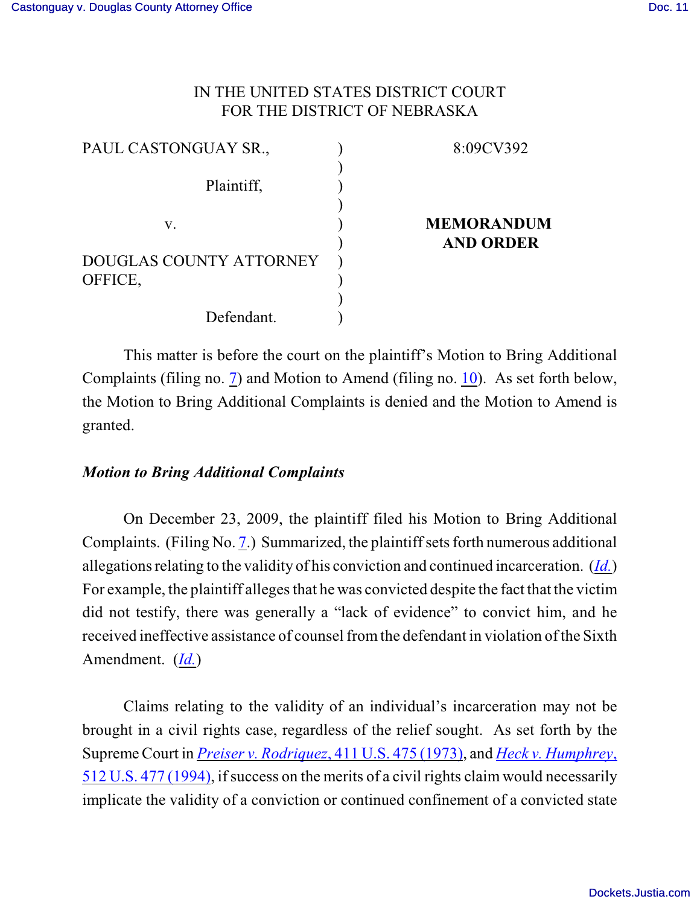IN THE UNITED STATES DISTRICT COURT
FOR THE DISTRICT OF NEBRASKA

| | | |
|---|---|---|
| PAUL CASTONGUAY SR., | ) | 8:09CV392 |
| Plaintiff, | ) | |
| v. | ) | **MEMORANDUM AND ORDER** |
| DOUGLAS COUNTY ATTORNEY OFFICE, | ) | |
| Defendant. | ) | |

This matter is before the court on the plaintiff's Motion to Bring Additional Complaints (filing no. 7) and Motion to Amend (filing no. 10). As set forth below, the Motion to Bring Additional Complaints is denied and the Motion to Amend is granted.

***Motion to Bring Additional Complaints***

On December 23, 2009, the plaintiff filed his Motion to Bring Additional Complaints. (Filing No. 7.) Summarized, the plaintiff sets forth numerous additional allegations relating to the validity of his conviction and continued incarceration. (*Id.*) For example, the plaintiff alleges that he was convicted despite the fact that the victim did not testify, there was generally a "lack of evidence" to convict him, and he received ineffective assistance of counsel from the defendant in violation of the Sixth Amendment. (*Id.*)

Claims relating to the validity of an individual's incarceration may not be brought in a civil rights case, regardless of the relief sought. As set forth by the Supreme Court in *Preiser v. Rodriquez*, 411 U.S. 475 (1973), and *Heck v. Humphrey*, 512 U.S. 477 (1994), if success on the merits of a civil rights claim would necessarily implicate the validity of a conviction or continued confinement of a convicted state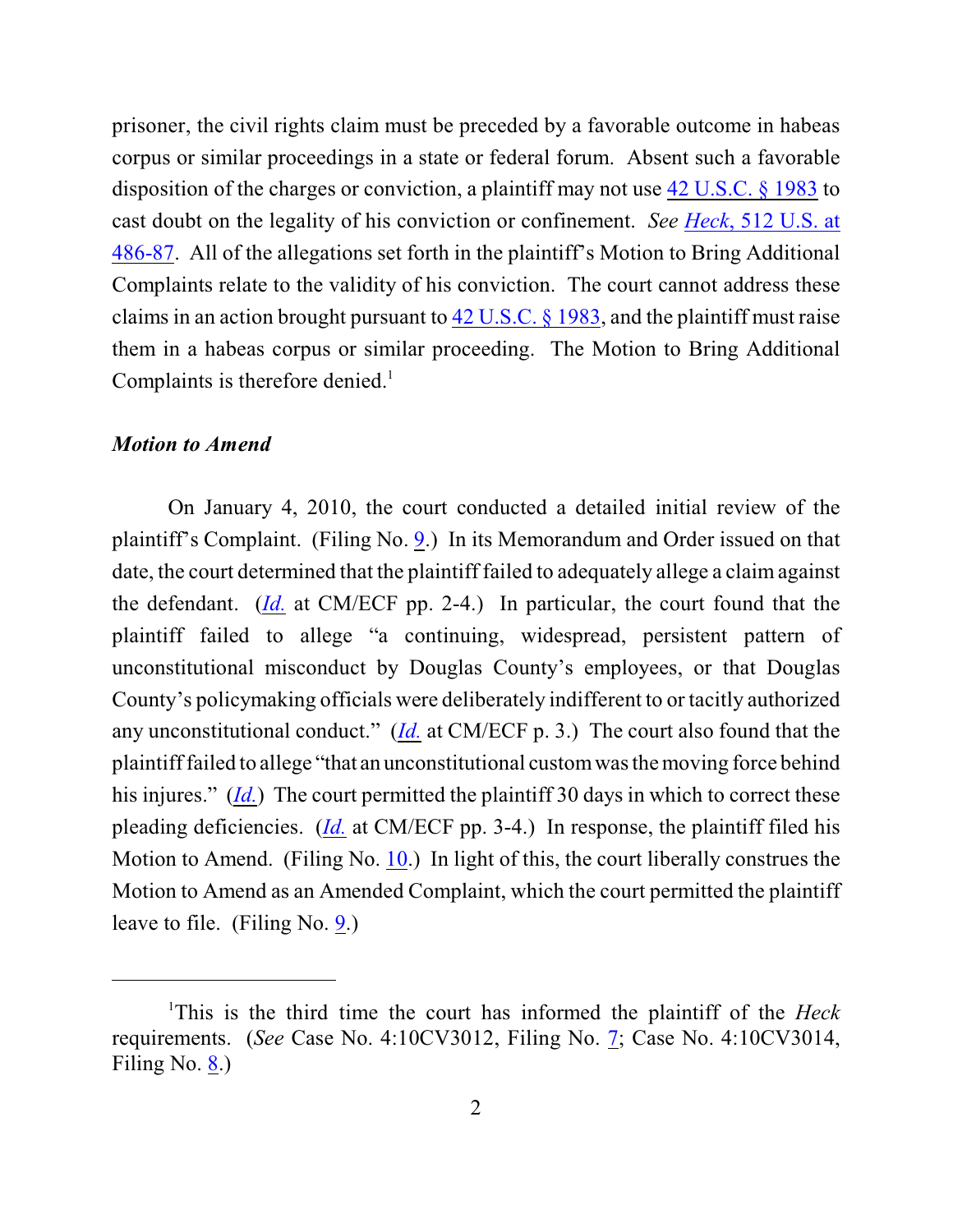prisoner, the civil rights claim must be preceded by a favorable outcome in habeas corpus or similar proceedings in a state or federal forum. Absent such a favorable disposition of the charges or conviction, a plaintiff may not use 42 U.S.C. § 1983 to cast doubt on the legality of his conviction or confinement. *See Heck*, 512 U.S. at 486-87. All of the allegations set forth in the plaintiff's Motion to Bring Additional Complaints relate to the validity of his conviction. The court cannot address these claims in an action brought pursuant to 42 U.S.C. § 1983, and the plaintiff must raise them in a habeas corpus or similar proceeding. The Motion to Bring Additional Complaints is therefore denied.[1]

### *Motion to Amend*

On January 4, 2010, the court conducted a detailed initial review of the plaintiff's Complaint. (Filing No. 9.) In its Memorandum and Order issued on that date, the court determined that the plaintiff failed to adequately allege a claim against the defendant. (*Id.* at CM/ECF pp. 2-4.) In particular, the court found that the plaintiff failed to allege "a continuing, widespread, persistent pattern of unconstitutional misconduct by Douglas County's employees, or that Douglas County's policymaking officials were deliberately indifferent to or tacitly authorized any unconstitutional conduct." (*Id.* at CM/ECF p. 3.) The court also found that the plaintiff failed to allege "that an unconstitutional custom was the moving force behind his injures." (*Id.*) The court permitted the plaintiff 30 days in which to correct these pleading deficiencies. (*Id.* at CM/ECF pp. 3-4.) In response, the plaintiff filed his Motion to Amend. (Filing No. 10.) In light of this, the court liberally construes the Motion to Amend as an Amended Complaint, which the court permitted the plaintiff leave to file. (Filing No. 9.)

---

[1]This is the third time the court has informed the plaintiff of the *Heck* requirements. (*See* Case No. 4:10CV3012, Filing No. 7; Case No. 4:10CV3014, Filing No. 8.)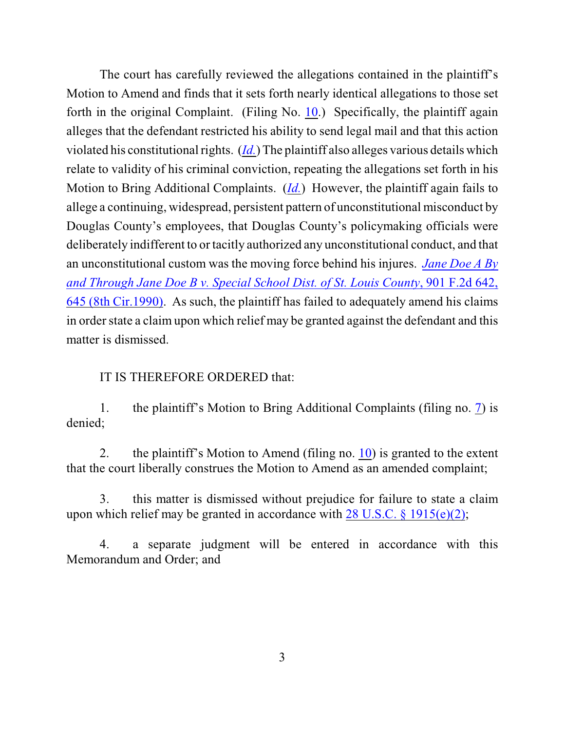The court has carefully reviewed the allegations contained in the plaintiff's Motion to Amend and finds that it sets forth nearly identical allegations to those set forth in the original Complaint. (Filing No. 10.) Specifically, the plaintiff again alleges that the defendant restricted his ability to send legal mail and that this action violated his constitutional rights. (*Id.*) The plaintiff also alleges various details which relate to validity of his criminal conviction, repeating the allegations set forth in his Motion to Bring Additional Complaints. (*Id.*) However, the plaintiff again fails to allege a continuing, widespread, persistent pattern of unconstitutional misconduct by Douglas County's employees, that Douglas County's policymaking officials were deliberately indifferent to or tacitly authorized any unconstitutional conduct, and that an unconstitutional custom was the moving force behind his injures. *Jane Doe A By and Through Jane Doe B v. Special School Dist. of St. Louis County*, 901 F.2d 642, 645 (8th Cir.1990). As such, the plaintiff has failed to adequately amend his claims in order state a claim upon which relief may be granted against the defendant and this matter is dismissed.

IT IS THEREFORE ORDERED that:

1. the plaintiff's Motion to Bring Additional Complaints (filing no. 7) is denied;

2. the plaintiff's Motion to Amend (filing no. 10) is granted to the extent that the court liberally construes the Motion to Amend as an amended complaint;

3. this matter is dismissed without prejudice for failure to state a claim upon which relief may be granted in accordance with 28 U.S.C. § 1915(e)(2);

4. a separate judgment will be entered in accordance with this Memorandum and Order; and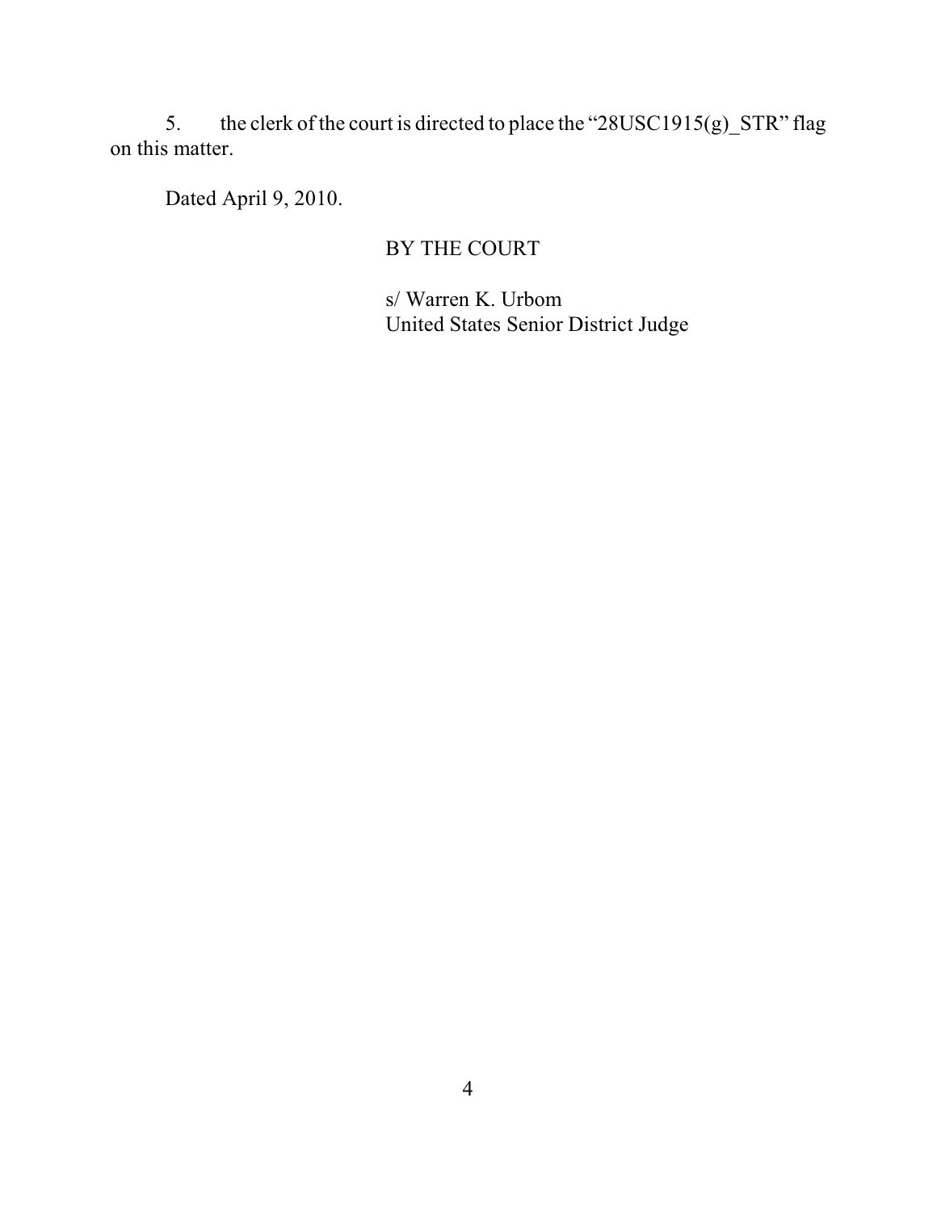5. the clerk of the court is directed to place the "28USC1915(g)_STR" flag on this matter.

Dated April 9, 2010.

BY THE COURT

s/ Warren K. Urbom
United States Senior District Judge